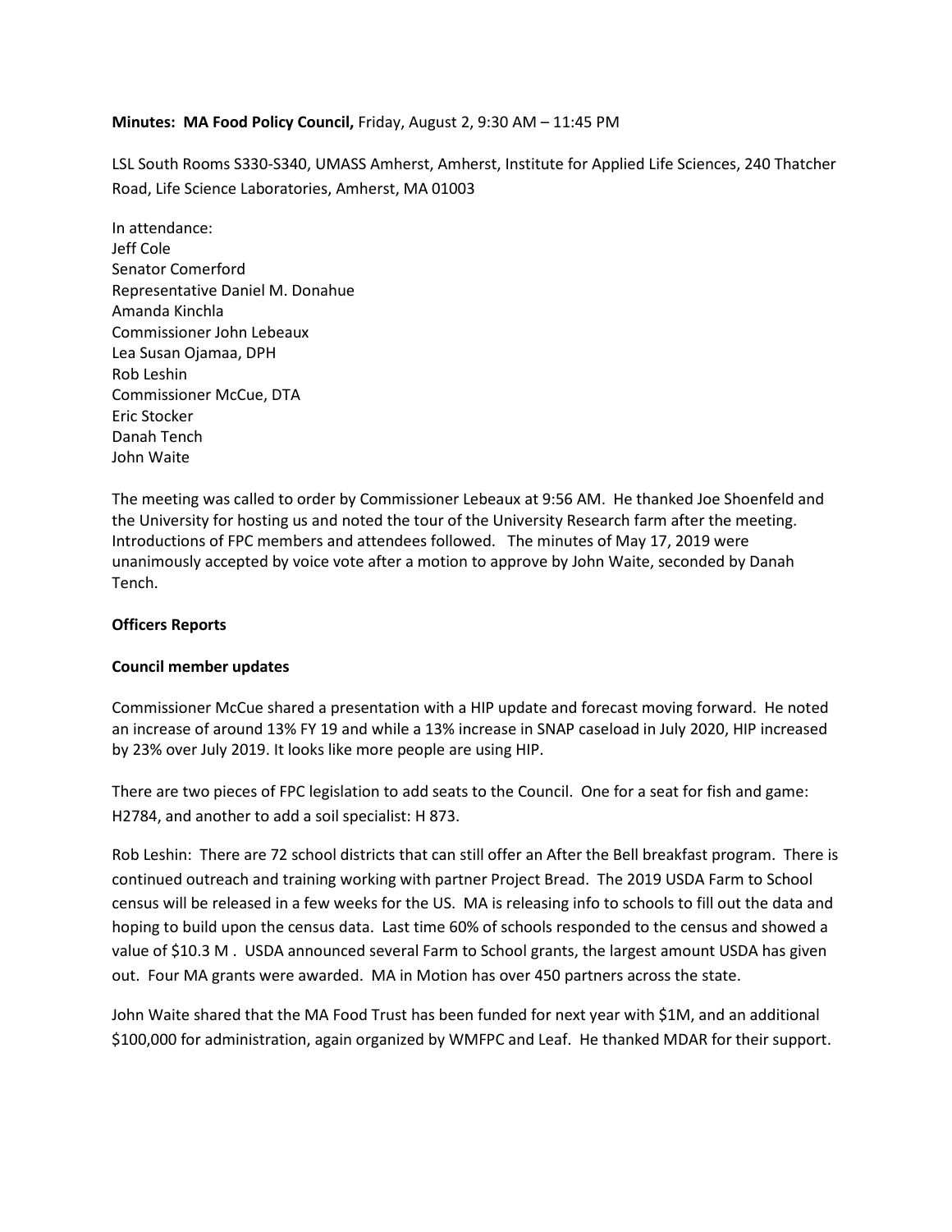**Minutes: MA Food Policy Council,** Friday, August 2, 9:30 AM – 11:45 PM

LSL South Rooms S330-S340, UMASS Amherst, Amherst, Institute for Applied Life Sciences, 240 Thatcher Road, Life Science Laboratories, Amherst, MA 01003

In attendance:
Jeff Cole
Senator Comerford
Representative Daniel M. Donahue
Amanda Kinchla
Commissioner John Lebeaux
Lea Susan Ojamaa, DPH
Rob Leshin
Commissioner McCue, DTA
Eric Stocker
Danah Tench
John Waite

The meeting was called to order by Commissioner Lebeaux at 9:56 AM. He thanked Joe Shoenfeld and the University for hosting us and noted the tour of the University Research farm after the meeting. Introductions of FPC members and attendees followed. The minutes of May 17, 2019 were unanimously accepted by voice vote after a motion to approve by John Waite, seconded by Danah Tench.

**Officers Reports**

**Council member updates**

Commissioner McCue shared a presentation with a HIP update and forecast moving forward. He noted an increase of around 13% FY 19 and while a 13% increase in SNAP caseload in July 2020, HIP increased by 23% over July 2019. It looks like more people are using HIP.

There are two pieces of FPC legislation to add seats to the Council. One for a seat for fish and game: H2784, and another to add a soil specialist: H 873.

Rob Leshin: There are 72 school districts that can still offer an After the Bell breakfast program. There is continued outreach and training working with partner Project Bread. The 2019 USDA Farm to School census will be released in a few weeks for the US. MA is releasing info to schools to fill out the data and hoping to build upon the census data. Last time 60% of schools responded to the census and showed a value of $10.3 M . USDA announced several Farm to School grants, the largest amount USDA has given out. Four MA grants were awarded. MA in Motion has over 450 partners across the state.

John Waite shared that the MA Food Trust has been funded for next year with $1M, and an additional $100,000 for administration, again organized by WMFPC and Leaf. He thanked MDAR for their support.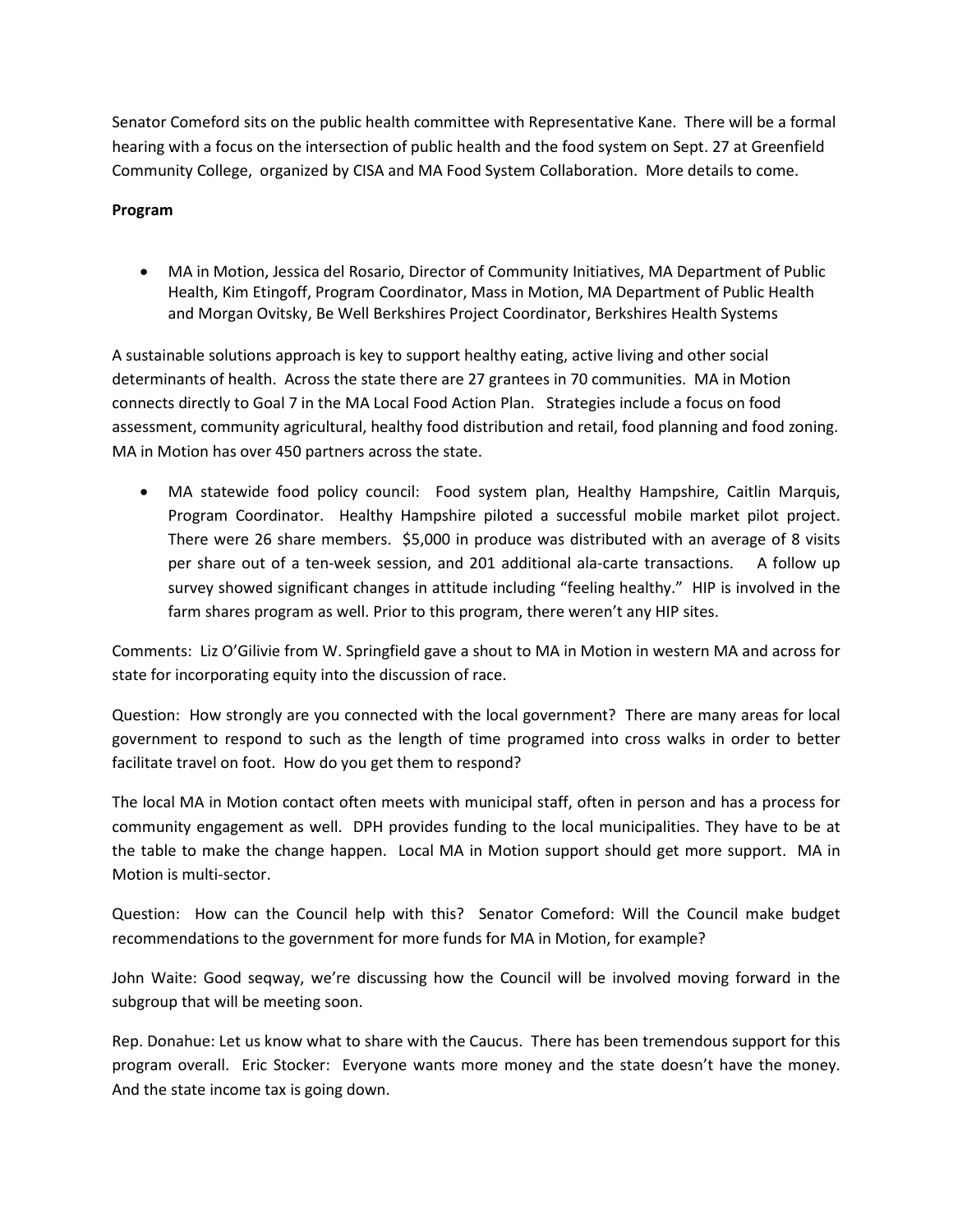Senator Comeford sits on the public health committee with Representative Kane. There will be a formal hearing with a focus on the intersection of public health and the food system on Sept. 27 at Greenfield Community College, organized by CISA and MA Food System Collaboration. More details to come.

**Program**

- MA in Motion, Jessica del Rosario, Director of Community Initiatives, MA Department of Public Health, Kim Etingoff, Program Coordinator, Mass in Motion, MA Department of Public Health and Morgan Ovitsky, Be Well Berkshires Project Coordinator, Berkshires Health Systems

A sustainable solutions approach is key to support healthy eating, active living and other social determinants of health. Across the state there are 27 grantees in 70 communities. MA in Motion connects directly to Goal 7 in the MA Local Food Action Plan. Strategies include a focus on food assessment, community agricultural, healthy food distribution and retail, food planning and food zoning. MA in Motion has over 450 partners across the state.

- MA statewide food policy council: Food system plan, Healthy Hampshire, Caitlin Marquis, Program Coordinator. Healthy Hampshire piloted a successful mobile market pilot project. There were 26 share members. $5,000 in produce was distributed with an average of 8 visits per share out of a ten-week session, and 201 additional ala-carte transactions. A follow up survey showed significant changes in attitude including "feeling healthy." HIP is involved in the farm shares program as well. Prior to this program, there weren't any HIP sites.

Comments: Liz O'Gilivie from W. Springfield gave a shout to MA in Motion in western MA and across for state for incorporating equity into the discussion of race.

Question: How strongly are you connected with the local government? There are many areas for local government to respond to such as the length of time programed into cross walks in order to better facilitate travel on foot. How do you get them to respond?

The local MA in Motion contact often meets with municipal staff, often in person and has a process for community engagement as well. DPH provides funding to the local municipalities. They have to be at the table to make the change happen. Local MA in Motion support should get more support. MA in Motion is multi-sector.

Question: How can the Council help with this? Senator Comeford: Will the Council make budget recommendations to the government for more funds for MA in Motion, for example?

John Waite: Good seqway, we're discussing how the Council will be involved moving forward in the subgroup that will be meeting soon.

Rep. Donahue: Let us know what to share with the Caucus. There has been tremendous support for this program overall. Eric Stocker: Everyone wants more money and the state doesn't have the money. And the state income tax is going down.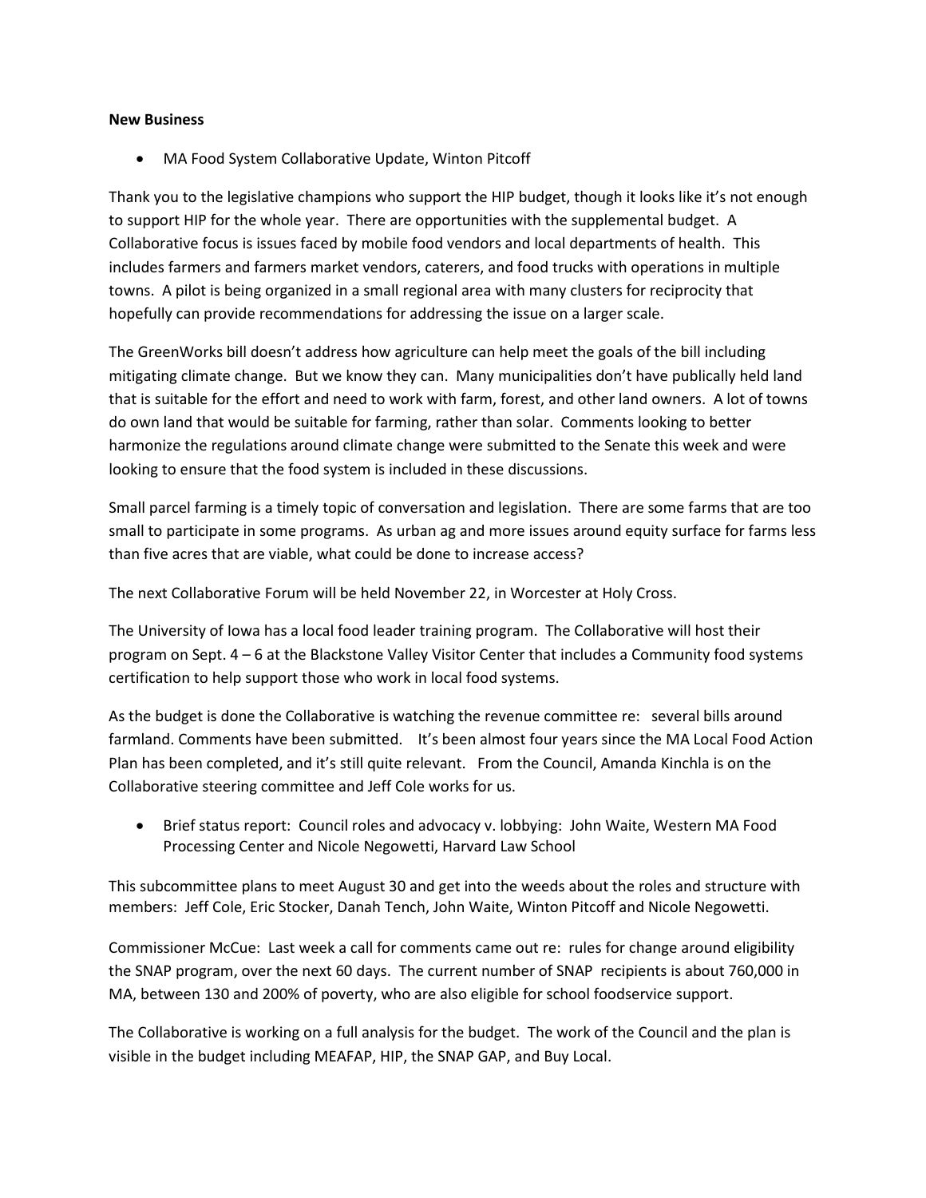**New Business**

- MA Food System Collaborative Update, Winton Pitcoff

Thank you to the legislative champions who support the HIP budget, though it looks like it's not enough to support HIP for the whole year. There are opportunities with the supplemental budget. A Collaborative focus is issues faced by mobile food vendors and local departments of health. This includes farmers and farmers market vendors, caterers, and food trucks with operations in multiple towns. A pilot is being organized in a small regional area with many clusters for reciprocity that hopefully can provide recommendations for addressing the issue on a larger scale.

The GreenWorks bill doesn't address how agriculture can help meet the goals of the bill including mitigating climate change. But we know they can. Many municipalities don't have publically held land that is suitable for the effort and need to work with farm, forest, and other land owners. A lot of towns do own land that would be suitable for farming, rather than solar. Comments looking to better harmonize the regulations around climate change were submitted to the Senate this week and were looking to ensure that the food system is included in these discussions.

Small parcel farming is a timely topic of conversation and legislation. There are some farms that are too small to participate in some programs. As urban ag and more issues around equity surface for farms less than five acres that are viable, what could be done to increase access?

The next Collaborative Forum will be held November 22, in Worcester at Holy Cross.

The University of Iowa has a local food leader training program. The Collaborative will host their program on Sept. 4 – 6 at the Blackstone Valley Visitor Center that includes a Community food systems certification to help support those who work in local food systems.

As the budget is done the Collaborative is watching the revenue committee re: several bills around farmland. Comments have been submitted. It's been almost four years since the MA Local Food Action Plan has been completed, and it's still quite relevant. From the Council, Amanda Kinchla is on the Collaborative steering committee and Jeff Cole works for us.

- Brief status report: Council roles and advocacy v. lobbying: John Waite, Western MA Food Processing Center and Nicole Negowetti, Harvard Law School

This subcommittee plans to meet August 30 and get into the weeds about the roles and structure with members: Jeff Cole, Eric Stocker, Danah Tench, John Waite, Winton Pitcoff and Nicole Negowetti.

Commissioner McCue: Last week a call for comments came out re: rules for change around eligibility the SNAP program, over the next 60 days. The current number of SNAP recipients is about 760,000 in MA, between 130 and 200% of poverty, who are also eligible for school foodservice support.

The Collaborative is working on a full analysis for the budget. The work of the Council and the plan is visible in the budget including MEAFAP, HIP, the SNAP GAP, and Buy Local.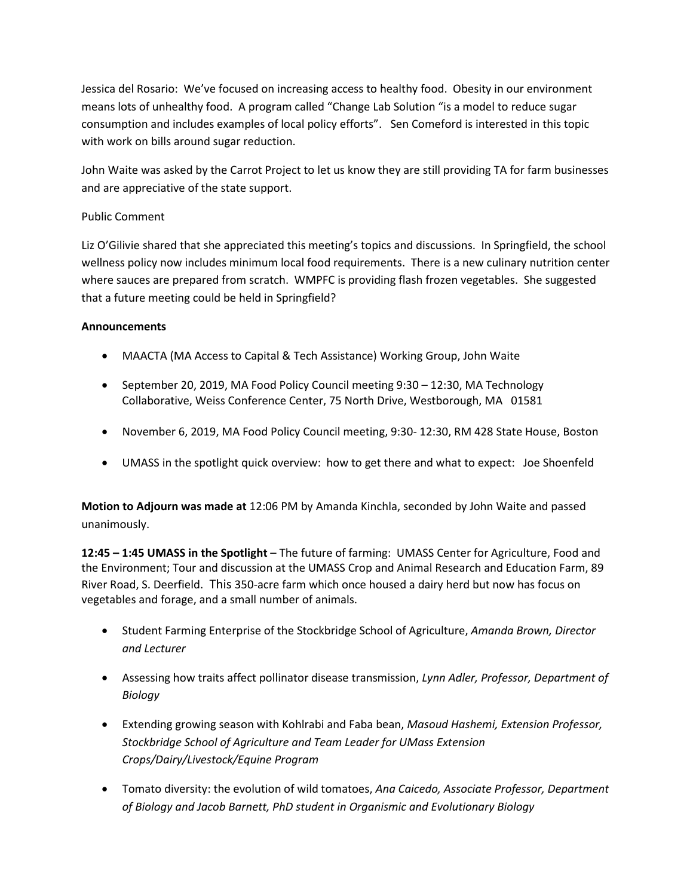Jessica del Rosario: We've focused on increasing access to healthy food. Obesity in our environment means lots of unhealthy food. A program called "Change Lab Solution "is a model to reduce sugar consumption and includes examples of local policy efforts". Sen Comeford is interested in this topic with work on bills around sugar reduction.

John Waite was asked by the Carrot Project to let us know they are still providing TA for farm businesses and are appreciative of the state support.

Public Comment

Liz O'Gilivie shared that she appreciated this meeting's topics and discussions. In Springfield, the school wellness policy now includes minimum local food requirements. There is a new culinary nutrition center where sauces are prepared from scratch. WMPFC is providing flash frozen vegetables. She suggested that a future meeting could be held in Springfield?

**Announcements**

- MAACTA (MA Access to Capital & Tech Assistance) Working Group, John Waite
- September 20, 2019, MA Food Policy Council meeting 9:30 – 12:30, MA Technology Collaborative, Weiss Conference Center, 75 North Drive, Westborough, MA 01581
- November 6, 2019, MA Food Policy Council meeting, 9:30- 12:30, RM 428 State House, Boston
- UMASS in the spotlight quick overview: how to get there and what to expect: Joe Shoenfeld

**Motion to Adjourn was made at** 12:06 PM by Amanda Kinchla, seconded by John Waite and passed unanimously.

**12:45 – 1:45 UMASS in the Spotlight** – The future of farming: UMASS Center for Agriculture, Food and the Environment; Tour and discussion at the UMASS Crop and Animal Research and Education Farm, 89 River Road, S. Deerfield. This 350-acre farm which once housed a dairy herd but now has focus on vegetables and forage, and a small number of animals.

- Student Farming Enterprise of the Stockbridge School of Agriculture, *Amanda Brown, Director and Lecturer*
- Assessing how traits affect pollinator disease transmission, *Lynn Adler, Professor, Department of Biology*
- Extending growing season with Kohlrabi and Faba bean, *Masoud Hashemi, Extension Professor, Stockbridge School of Agriculture and Team Leader for UMass Extension Crops/Dairy/Livestock/Equine Program*
- Tomato diversity: the evolution of wild tomatoes, *Ana Caicedo, Associate Professor, Department of Biology and Jacob Barnett, PhD student in Organismic and Evolutionary Biology*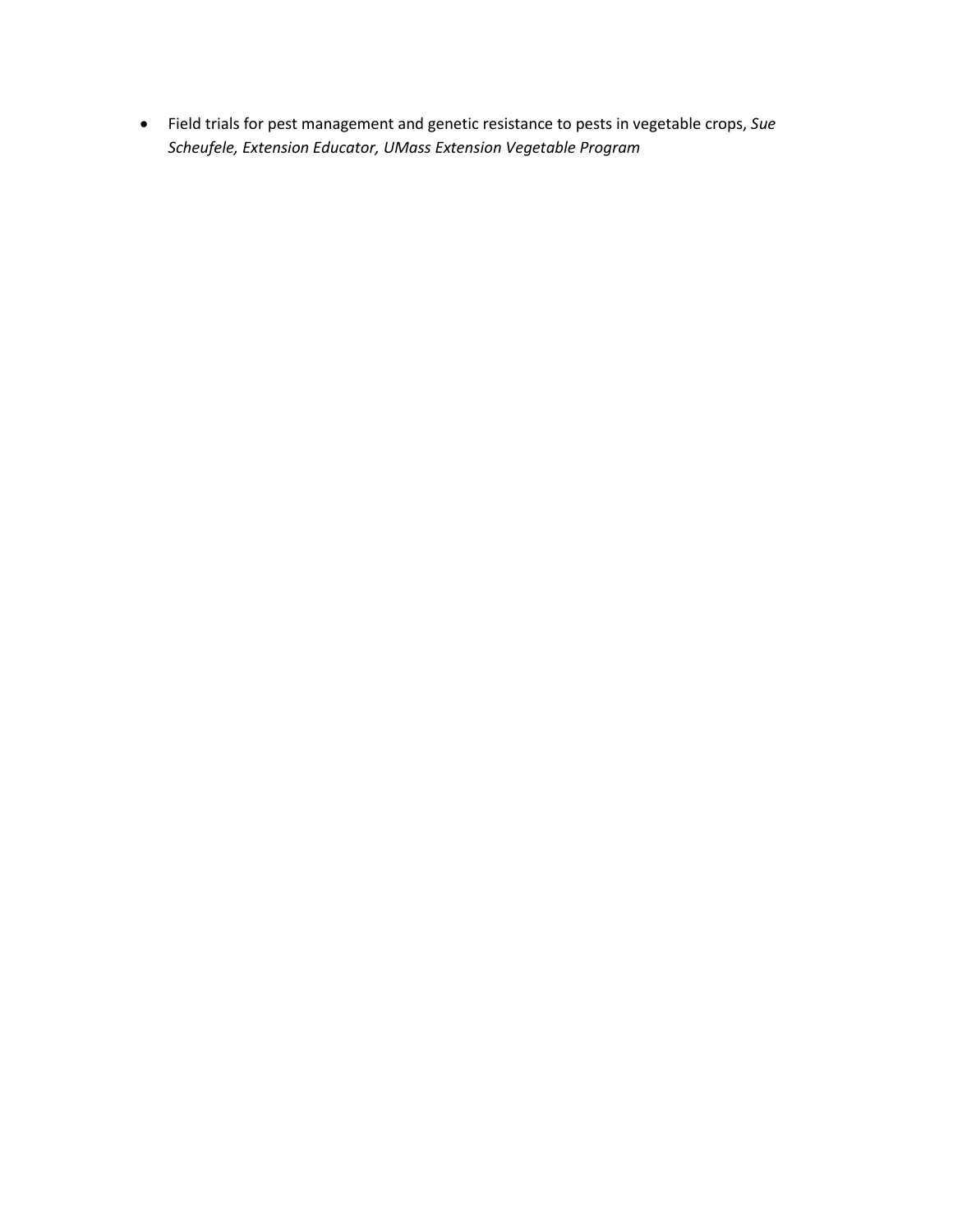- Field trials for pest management and genetic resistance to pests in vegetable crops, *Sue Scheufele, Extension Educator, UMass Extension Vegetable Program*